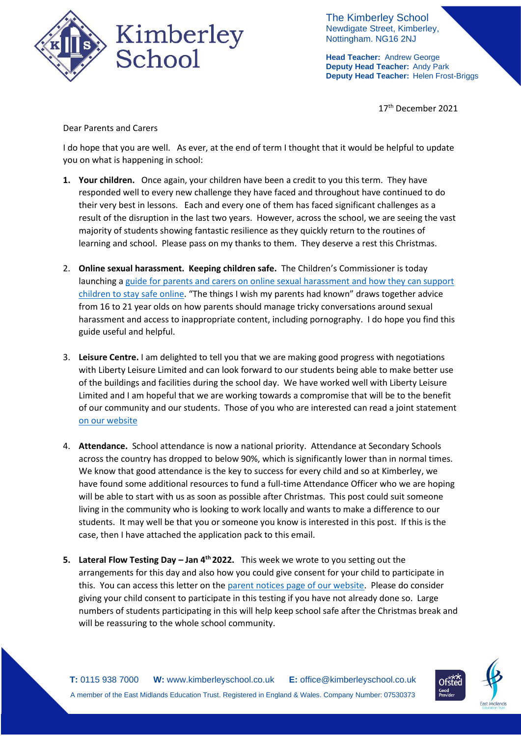The Kimberley School
Newdigate Street, Kimberley,
Nottingham. NG16 2NJ

**Head Teacher:** Andrew George
**Deputy Head Teacher:** Andy Park
**Deputy Head Teacher:** Helen Frost-Briggs

17th December 2021

Dear Parents and Carers

I do hope that you are well. As ever, at the end of term I thought that it would be helpful to update you on what is happening in school:

1. **Your children.** Once again, your children have been a credit to you this term. They have responded well to every new challenge they have faced and throughout have continued to do their very best in lessons. Each and every one of them has faced significant challenges as a result of the disruption in the last two years. However, across the school, we are seeing the vast majority of students showing fantastic resilience as they quickly return to the routines of learning and school. Please pass on my thanks to them. They deserve a rest this Christmas.

2. **Online sexual harassment. Keeping children safe.** The Children's Commissioner is today launching a guide for parents and carers on online sexual harassment and how they can support children to stay safe online. "The things I wish my parents had known" draws together advice from 16 to 21 year olds on how parents should manage tricky conversations around sexual harassment and access to inappropriate content, including pornography. I do hope you find this guide useful and helpful.

3. **Leisure Centre.** I am delighted to tell you that we are making good progress with negotiations with Liberty Leisure Limited and can look forward to our students being able to make better use of the buildings and facilities during the school day. We have worked well with Liberty Leisure Limited and I am hopeful that we are working towards a compromise that will be to the benefit of our community and our students. Those of you who are interested can read a joint statement on our website

4. **Attendance.** School attendance is now a national priority. Attendance at Secondary Schools across the country has dropped to below 90%, which is significantly lower than in normal times. We know that good attendance is the key to success for every child and so at Kimberley, we have found some additional resources to fund a full-time Attendance Officer who we are hoping will be able to start with us as soon as possible after Christmas. This post could suit someone living in the community who is looking to work locally and wants to make a difference to our students. It may well be that you or someone you know is interested in this post. If this is the case, then I have attached the application pack to this email.

5. **Lateral Flow Testing Day – Jan 4th 2022.** This week we wrote to you setting out the arrangements for this day and also how you could give consent for your child to participate in this. You can access this letter on the parent notices page of our website. Please do consider giving your child consent to participate in this testing if you have not already done so. Large numbers of students participating in this will help keep school safe after the Christmas break and will be reassuring to the whole school community.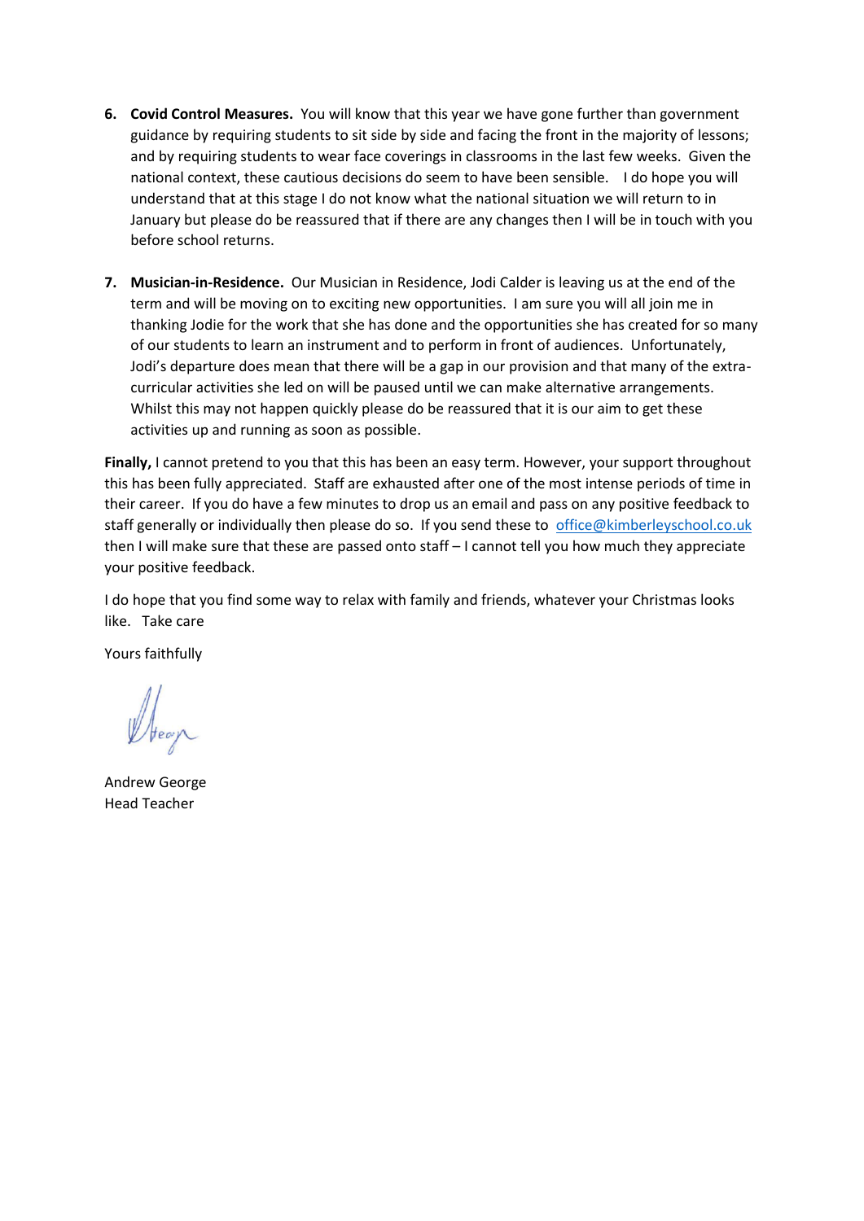6. **Covid Control Measures.** You will know that this year we have gone further than government guidance by requiring students to sit side by side and facing the front in the majority of lessons; and by requiring students to wear face coverings in classrooms in the last few weeks. Given the national context, these cautious decisions do seem to have been sensible. I do hope you will understand that at this stage I do not know what the national situation we will return to in January but please do be reassured that if there are any changes then I will be in touch with you before school returns.

7. **Musician-in-Residence.** Our Musician in Residence, Jodi Calder is leaving us at the end of the term and will be moving on to exciting new opportunities. I am sure you will all join me in thanking Jodie for the work that she has done and the opportunities she has created for so many of our students to learn an instrument and to perform in front of audiences. Unfortunately, Jodi's departure does mean that there will be a gap in our provision and that many of the extra-curricular activities she led on will be paused until we can make alternative arrangements. Whilst this may not happen quickly please do be reassured that it is our aim to get these activities up and running as soon as possible.

**Finally,** I cannot pretend to you that this has been an easy term. However, your support throughout this has been fully appreciated. Staff are exhausted after one of the most intense periods of time in their career. If you do have a few minutes to drop us an email and pass on any positive feedback to staff generally or individually then please do so. If you send these to office@kimberleyschool.co.uk then I will make sure that these are passed onto staff – I cannot tell you how much they appreciate your positive feedback.

I do hope that you find some way to relax with family and friends, whatever your Christmas looks like. Take care

Yours faithfully

Andrew George
Head Teacher